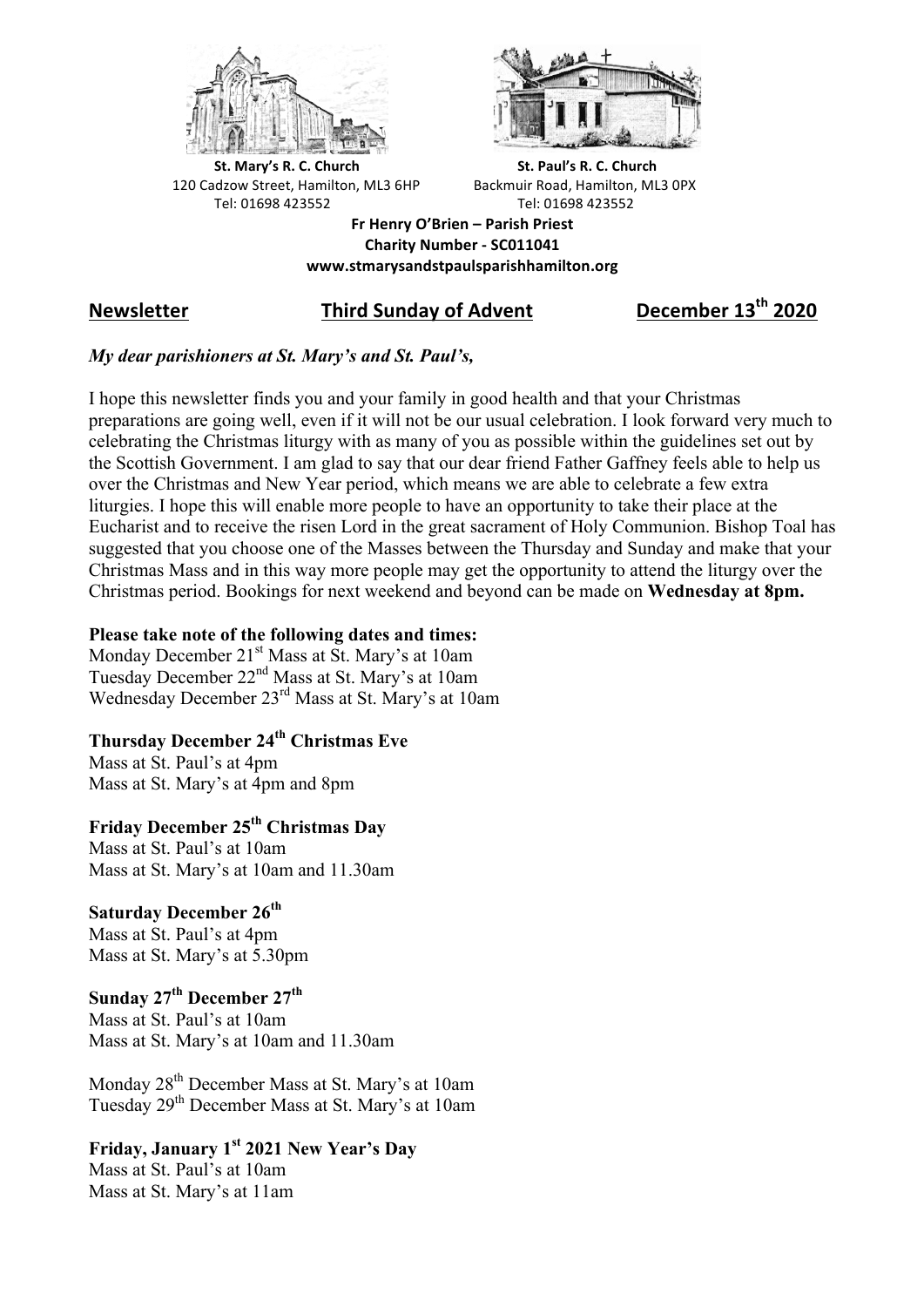**St. Mary's R. C. Church**
120 Cadzow Street, Hamilton, ML3 6HP
Tel: 01698 423552

**St. Paul's R. C. Church**
Backmuir Road, Hamilton, ML3 0PX
Tel: 01698 423552

**Fr Henry O'Brien – Parish Priest**
**Charity Number - SC011041**
**www.stmarysandstpaulsparishhamilton.org**

## Newsletter — Third Sunday of Advent — December 13th 2020

***My dear parishioners at St. Mary's and St. Paul's,***

I hope this newsletter finds you and your family in good health and that your Christmas preparations are going well, even if it will not be our usual celebration. I look forward very much to celebrating the Christmas liturgy with as many of you as possible within the guidelines set out by the Scottish Government. I am glad to say that our dear friend Father Gaffney feels able to help us over the Christmas and New Year period, which means we are able to celebrate a few extra liturgies. I hope this will enable more people to have an opportunity to take their place at the Eucharist and to receive the risen Lord in the great sacrament of Holy Communion. Bishop Toal has suggested that you choose one of the Masses between the Thursday and Sunday and make that your Christmas Mass and in this way more people may get the opportunity to attend the liturgy over the Christmas period. Bookings for next weekend and beyond can be made on **Wednesday at 8pm.**

**Please take note of the following dates and times:**
Monday December 21st Mass at St. Mary's at 10am
Tuesday December 22nd Mass at St. Mary's at 10am
Wednesday December 23rd Mass at St. Mary's at 10am

**Thursday December 24th Christmas Eve**
Mass at St. Paul's at 4pm
Mass at St. Mary's at 4pm and 8pm

**Friday December 25th Christmas Day**
Mass at St. Paul's at 10am
Mass at St. Mary's at 10am and 11.30am

**Saturday December 26th**
Mass at St. Paul's at 4pm
Mass at St. Mary's at 5.30pm

**Sunday 27th December 27th**
Mass at St. Paul's at 10am
Mass at St. Mary's at 10am and 11.30am

Monday 28th December Mass at St. Mary's at 10am
Tuesday 29th December Mass at St. Mary's at 10am

**Friday, January 1st 2021 New Year's Day**
Mass at St. Paul's at 10am
Mass at St. Mary's at 11am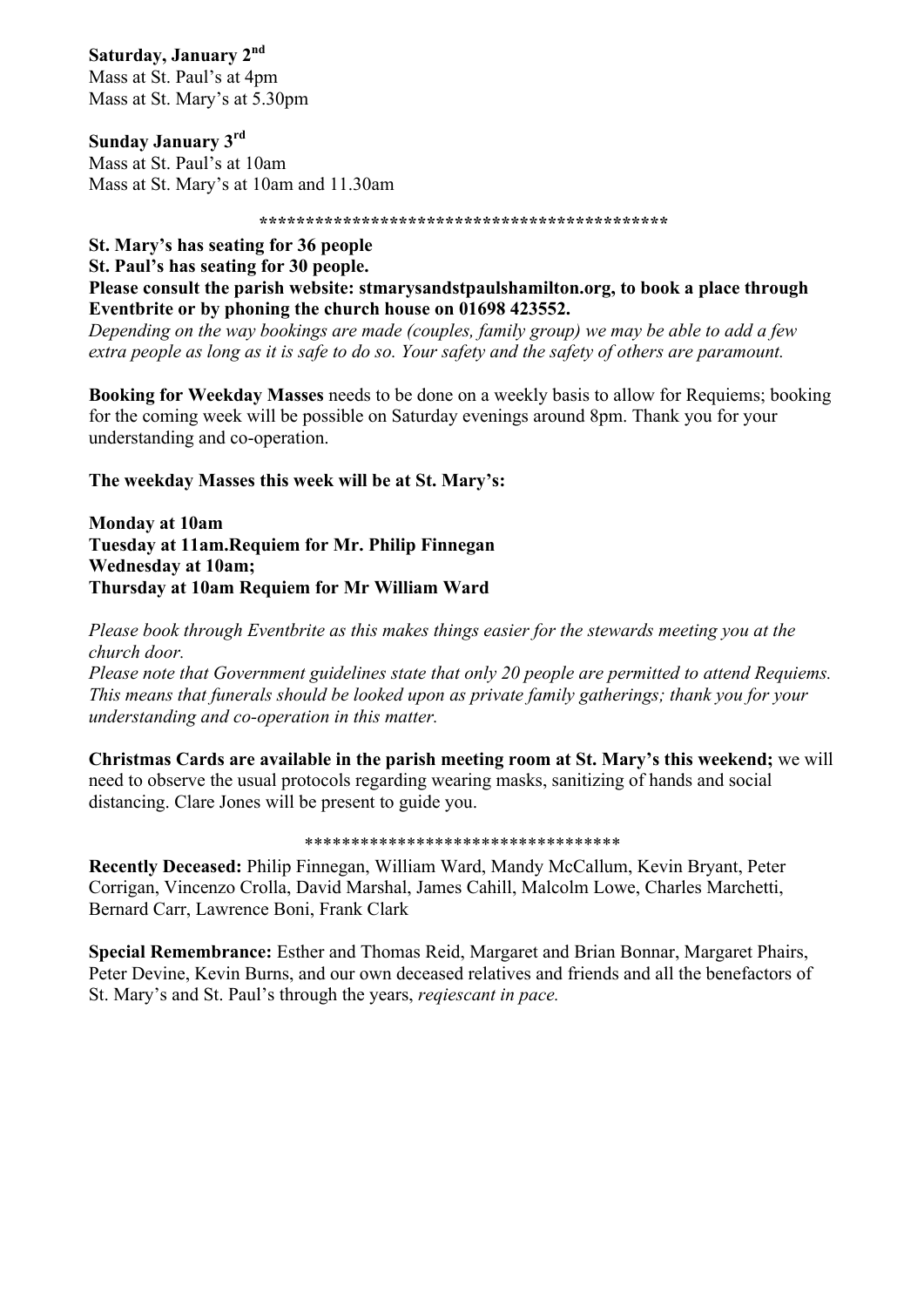**Saturday, January 2nd**
Mass at St. Paul's at 4pm
Mass at St. Mary's at 5.30pm

**Sunday January 3rd**
Mass at St. Paul's at 10am
Mass at St. Mary's at 10am and 11.30am

*********************************************

**St. Mary's has seating for 36 people**
**St. Paul's has seating for 30 people.**
**Please consult the parish website: stmarysandstpaulshamilton.org, to book a place through Eventbrite or by phoning the church house on 01698 423552.**
*Depending on the way bookings are made (couples, family group) we may be able to add a few extra people as long as it is safe to do so. Your safety and the safety of others are paramount.*

**Booking for Weekday Masses** needs to be done on a weekly basis to allow for Requiems; booking for the coming week will be possible on Saturday evenings around 8pm. Thank you for your understanding and co-operation.

**The weekday Masses this week will be at St. Mary's:**

**Monday at 10am**
**Tuesday at 11am.Requiem for Mr. Philip Finnegan**
**Wednesday at 10am;**
**Thursday at 10am Requiem for Mr William Ward**

*Please book through Eventbrite as this makes things easier for the stewards meeting you at the church door.*
*Please note that Government guidelines state that only 20 people are permitted to attend Requiems. This means that funerals should be looked upon as private family gatherings; thank you for your understanding and co-operation in this matter.*

**Christmas Cards are available in the parish meeting room at St. Mary's this weekend;** we will need to observe the usual protocols regarding wearing masks, sanitizing of hands and social distancing. Clare Jones will be present to guide you.

**********************************

**Recently Deceased:** Philip Finnegan, William Ward, Mandy McCallum, Kevin Bryant, Peter Corrigan, Vincenzo Crolla, David Marshal, James Cahill, Malcolm Lowe, Charles Marchetti, Bernard Carr, Lawrence Boni, Frank Clark

**Special Remembrance:** Esther and Thomas Reid, Margaret and Brian Bonnar, Margaret Phairs, Peter Devine, Kevin Burns, and our own deceased relatives and friends and all the benefactors of St. Mary's and St. Paul's through the years, *reqiescant in pace.*